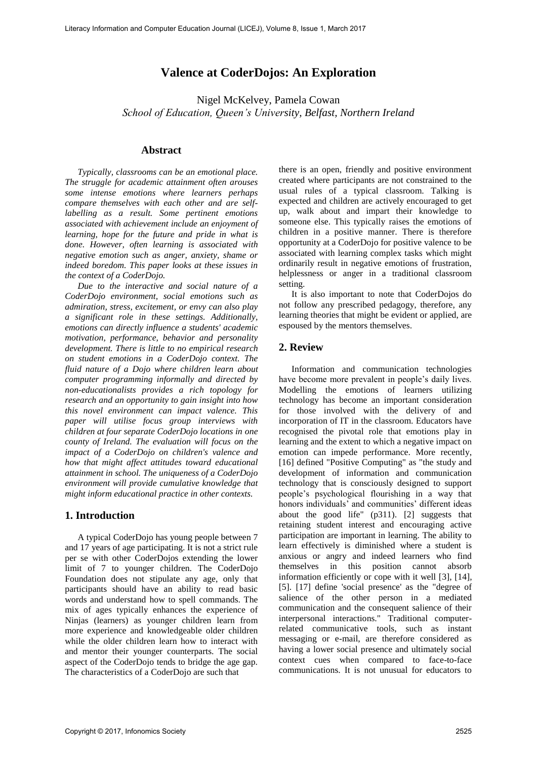# Valence at CoderDojos: An Exploration

Nigel McKelvey, Pamela Cowan
*School of Education, Queen's University, Belfast, Northern Ireland*

## Abstract

*Typically, classrooms can be an emotional place. The struggle for academic attainment often arouses some intense emotions where learners perhaps compare themselves with each other and are self-labelling as a result. Some pertinent emotions associated with achievement include an enjoyment of learning, hope for the future and pride in what is done. However, often learning is associated with negative emotion such as anger, anxiety, shame or indeed boredom. This paper looks at these issues in the context of a CoderDojo.*

*Due to the interactive and social nature of a CoderDojo environment, social emotions such as admiration, stress, excitement, or envy can also play a significant role in these settings. Additionally, emotions can directly influence a students' academic motivation, performance, behavior and personality development. There is little to no empirical research on student emotions in a CoderDojo context. The fluid nature of a Dojo where children learn about computer programming informally and directed by non-educationalists provides a rich topology for research and an opportunity to gain insight into how this novel environment can impact valence. This paper will utilise focus group interviews with children at four separate CoderDojo locations in one county of Ireland. The evaluation will focus on the impact of a CoderDojo on children's valence and how that might affect attitudes toward educational attainment in school. The uniqueness of a CoderDojo environment will provide cumulative knowledge that might inform educational practice in other contexts.*

## 1. Introduction

A typical CoderDojo has young people between 7 and 17 years of age participating. It is not a strict rule per se with other CoderDojos extending the lower limit of 7 to younger children. The CoderDojo Foundation does not stipulate any age, only that participants should have an ability to read basic words and understand how to spell commands. The mix of ages typically enhances the experience of Ninjas (learners) as younger children learn from more experience and knowledgeable older children while the older children learn how to interact with and mentor their younger counterparts. The social aspect of the CoderDojo tends to bridge the age gap. The characteristics of a CoderDojo are such that there is an open, friendly and positive environment created where participants are not constrained to the usual rules of a typical classroom. Talking is expected and children are actively encouraged to get up, walk about and impart their knowledge to someone else. This typically raises the emotions of children in a positive manner. There is therefore opportunity at a CoderDojo for positive valence to be associated with learning complex tasks which might ordinarily result in negative emotions of frustration, helplessness or anger in a traditional classroom setting.

It is also important to note that CoderDojos do not follow any prescribed pedagogy, therefore, any learning theories that might be evident or applied, are espoused by the mentors themselves.

## 2. Review

Information and communication technologies have become more prevalent in people's daily lives. Modelling the emotions of learners utilizing technology has become an important consideration for those involved with the delivery of and incorporation of IT in the classroom. Educators have recognised the pivotal role that emotions play in learning and the extent to which a negative impact on emotion can impede performance. More recently, [16] defined "Positive Computing" as "the study and development of information and communication technology that is consciously designed to support people's psychological flourishing in a way that honors individuals' and communities' different ideas about the good life" (p311). [2] suggests that retaining student interest and encouraging active participation are important in learning. The ability to learn effectively is diminished where a student is anxious or angry and indeed learners who find themselves in this position cannot absorb information efficiently or cope with it well [3], [14], [5]. [17] define 'social presence' as the "degree of salience of the other person in a mediated communication and the consequent salience of their interpersonal interactions." Traditional computer-related communicative tools, such as instant messaging or e-mail, are therefore considered as having a lower social presence and ultimately social context cues when compared to face-to-face communications. It is not unusual for educators to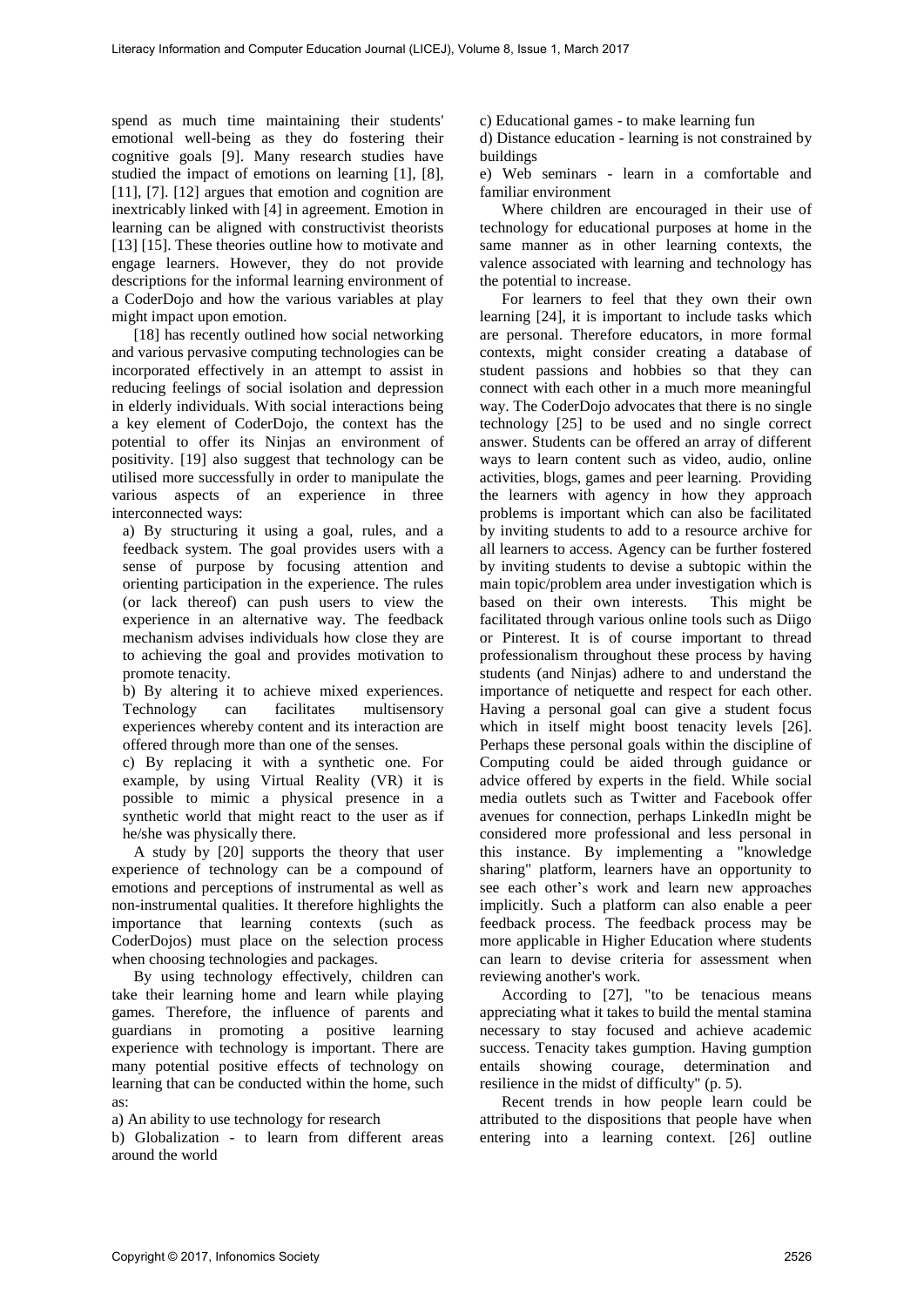spend as much time maintaining their students' emotional well-being as they do fostering their cognitive goals [9]. Many research studies have studied the impact of emotions on learning [1], [8], [11], [7]. [12] argues that emotion and cognition are inextricably linked with [4] in agreement. Emotion in learning can be aligned with constructivist theorists [13] [15]. These theories outline how to motivate and engage learners. However, they do not provide descriptions for the informal learning environment of a CoderDojo and how the various variables at play might impact upon emotion.

[18] has recently outlined how social networking and various pervasive computing technologies can be incorporated effectively in an attempt to assist in reducing feelings of social isolation and depression in elderly individuals. With social interactions being a key element of CoderDojo, the context has the potential to offer its Ninjas an environment of positivity. [19] also suggest that technology can be utilised more successfully in order to manipulate the various aspects of an experience in three interconnected ways:

a) By structuring it using a goal, rules, and a feedback system. The goal provides users with a sense of purpose by focusing attention and orienting participation in the experience. The rules (or lack thereof) can push users to view the experience in an alternative way. The feedback mechanism advises individuals how close they are to achieving the goal and provides motivation to promote tenacity.

b) By altering it to achieve mixed experiences. Technology can facilitates multisensory experiences whereby content and its interaction are offered through more than one of the senses.

c) By replacing it with a synthetic one. For example, by using Virtual Reality (VR) it is possible to mimic a physical presence in a synthetic world that might react to the user as if he/she was physically there.

A study by [20] supports the theory that user experience of technology can be a compound of emotions and perceptions of instrumental as well as non-instrumental qualities. It therefore highlights the importance that learning contexts (such as CoderDojos) must place on the selection process when choosing technologies and packages.

By using technology effectively, children can take their learning home and learn while playing games. Therefore, the influence of parents and guardians in promoting a positive learning experience with technology is important. There are many potential positive effects of technology on learning that can be conducted within the home, such as:

a) An ability to use technology for research

b) Globalization - to learn from different areas around the world

c) Educational games - to make learning fun

d) Distance education - learning is not constrained by buildings

e) Web seminars - learn in a comfortable and familiar environment

Where children are encouraged in their use of technology for educational purposes at home in the same manner as in other learning contexts, the valence associated with learning and technology has the potential to increase.

For learners to feel that they own their own learning [24], it is important to include tasks which are personal. Therefore educators, in more formal contexts, might consider creating a database of student passions and hobbies so that they can connect with each other in a much more meaningful way. The CoderDojo advocates that there is no single technology [25] to be used and no single correct answer. Students can be offered an array of different ways to learn content such as video, audio, online activities, blogs, games and peer learning. Providing the learners with agency in how they approach problems is important which can also be facilitated by inviting students to add to a resource archive for all learners to access. Agency can be further fostered by inviting students to devise a subtopic within the main topic/problem area under investigation which is based on their own interests. This might be facilitated through various online tools such as Diigo or Pinterest. It is of course important to thread professionalism throughout these process by having students (and Ninjas) adhere to and understand the importance of netiquette and respect for each other. Having a personal goal can give a student focus which in itself might boost tenacity levels [26]. Perhaps these personal goals within the discipline of Computing could be aided through guidance or advice offered by experts in the field. While social media outlets such as Twitter and Facebook offer avenues for connection, perhaps LinkedIn might be considered more professional and less personal in this instance. By implementing a "knowledge sharing" platform, learners have an opportunity to see each other's work and learn new approaches implicitly. Such a platform can also enable a peer feedback process. The feedback process may be more applicable in Higher Education where students can learn to devise criteria for assessment when reviewing another's work.

According to [27], "to be tenacious means appreciating what it takes to build the mental stamina necessary to stay focused and achieve academic success. Tenacity takes gumption. Having gumption entails showing courage, determination and resilience in the midst of difficulty" (p. 5).

Recent trends in how people learn could be attributed to the dispositions that people have when entering into a learning context. [26] outline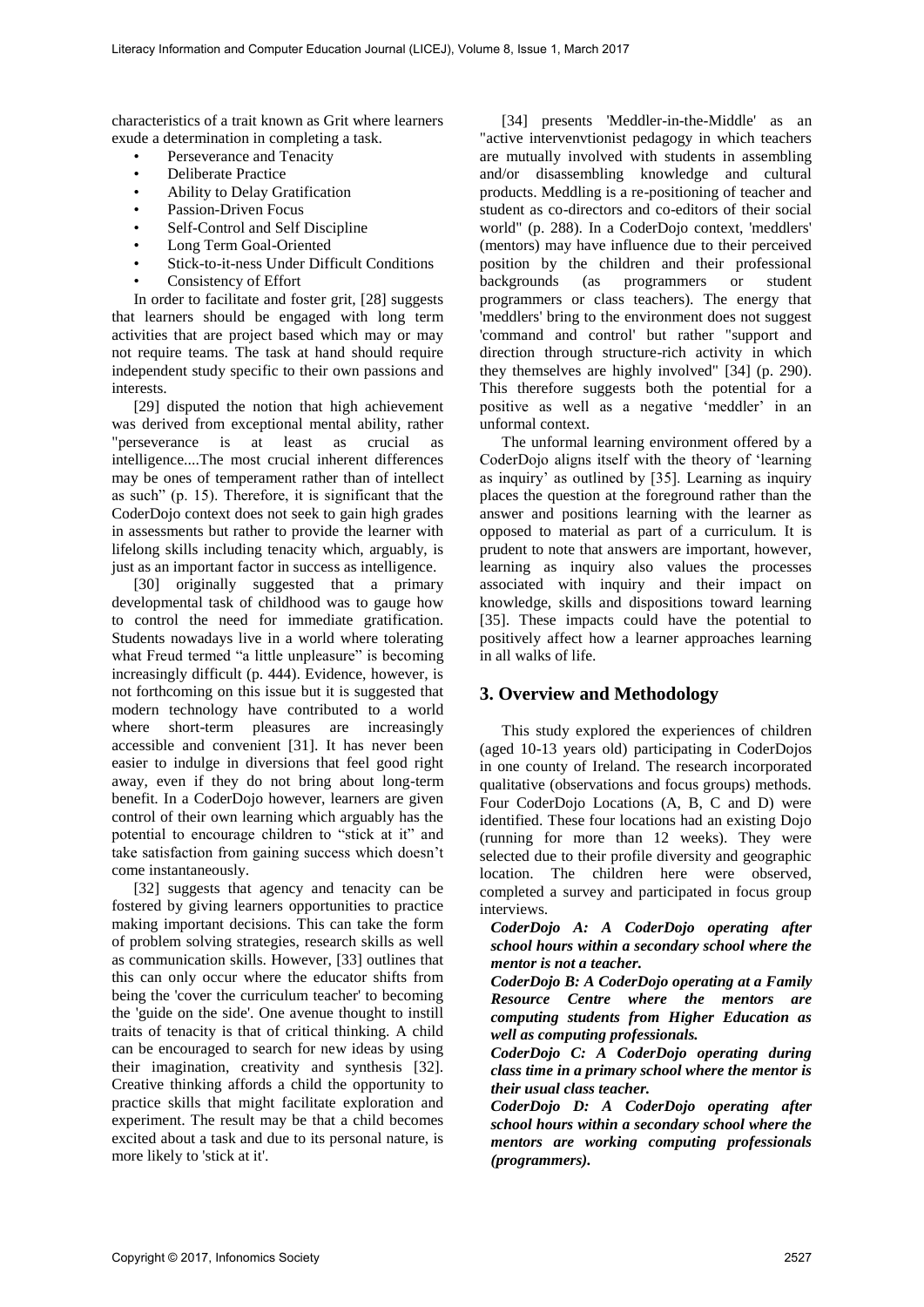characteristics of a trait known as Grit where learners exude a determination in completing a task.

- Perseverance and Tenacity
- Deliberate Practice
- Ability to Delay Gratification
- Passion-Driven Focus
- Self-Control and Self Discipline
- Long Term Goal-Oriented
- Stick-to-it-ness Under Difficult Conditions
- Consistency of Effort

In order to facilitate and foster grit, [28] suggests that learners should be engaged with long term activities that are project based which may or may not require teams. The task at hand should require independent study specific to their own passions and interests.

[29] disputed the notion that high achievement was derived from exceptional mental ability, rather "perseverance is at least as crucial as intelligence....The most crucial inherent differences may be ones of temperament rather than of intellect as such" (p. 15). Therefore, it is significant that the CoderDojo context does not seek to gain high grades in assessments but rather to provide the learner with lifelong skills including tenacity which, arguably, is just as an important factor in success as intelligence.

[30] originally suggested that a primary developmental task of childhood was to gauge how to control the need for immediate gratification. Students nowadays live in a world where tolerating what Freud termed "a little unpleasure" is becoming increasingly difficult (p. 444). Evidence, however, is not forthcoming on this issue but it is suggested that modern technology have contributed to a world where short-term pleasures are increasingly accessible and convenient [31]. It has never been easier to indulge in diversions that feel good right away, even if they do not bring about long-term benefit. In a CoderDojo however, learners are given control of their own learning which arguably has the potential to encourage children to "stick at it" and take satisfaction from gaining success which doesn't come instantaneously.

[32] suggests that agency and tenacity can be fostered by giving learners opportunities to practice making important decisions. This can take the form of problem solving strategies, research skills as well as communication skills. However, [33] outlines that this can only occur where the educator shifts from being the 'cover the curriculum teacher' to becoming the 'guide on the side'. One avenue thought to instill traits of tenacity is that of critical thinking. A child can be encouraged to search for new ideas by using their imagination, creativity and synthesis [32]. Creative thinking affords a child the opportunity to practice skills that might facilitate exploration and experiment. The result may be that a child becomes excited about a task and due to its personal nature, is more likely to 'stick at it'.

[34] presents 'Meddler-in-the-Middle' as an "active intervenvtionist pedagogy in which teachers are mutually involved with students in assembling and/or disassembling knowledge and cultural products. Meddling is a re-positioning of teacher and student as co-directors and co-editors of their social world" (p. 288). In a CoderDojo context, 'meddlers' (mentors) may have influence due to their perceived position by the children and their professional backgrounds (as programmers or student programmers or class teachers). The energy that 'meddlers' bring to the environment does not suggest 'command and control' but rather "support and direction through structure-rich activity in which they themselves are highly involved" [34] (p. 290). This therefore suggests both the potential for a positive as well as a negative 'meddler' in an unformal context.

The unformal learning environment offered by a CoderDojo aligns itself with the theory of 'learning as inquiry' as outlined by [35]. Learning as inquiry places the question at the foreground rather than the answer and positions learning with the learner as opposed to material as part of a curriculum. It is prudent to note that answers are important, however, learning as inquiry also values the processes associated with inquiry and their impact on knowledge, skills and dispositions toward learning [35]. These impacts could have the potential to positively affect how a learner approaches learning in all walks of life.

## 3. Overview and Methodology

This study explored the experiences of children (aged 10-13 years old) participating in CoderDojos in one county of Ireland. The research incorporated qualitative (observations and focus groups) methods. Four CoderDojo Locations (A, B, C and D) were identified. These four locations had an existing Dojo (running for more than 12 weeks). They were selected due to their profile diversity and geographic location. The children here were observed, completed a survey and participated in focus group interviews.

***CoderDojo A: A CoderDojo operating after school hours within a secondary school where the mentor is not a teacher.***

***CoderDojo B: A CoderDojo operating at a Family Resource Centre where the mentors are computing students from Higher Education as well as computing professionals.***

***CoderDojo C: A CoderDojo operating during class time in a primary school where the mentor is their usual class teacher.***

***CoderDojo D: A CoderDojo operating after school hours within a secondary school where the mentors are working computing professionals (programmers).***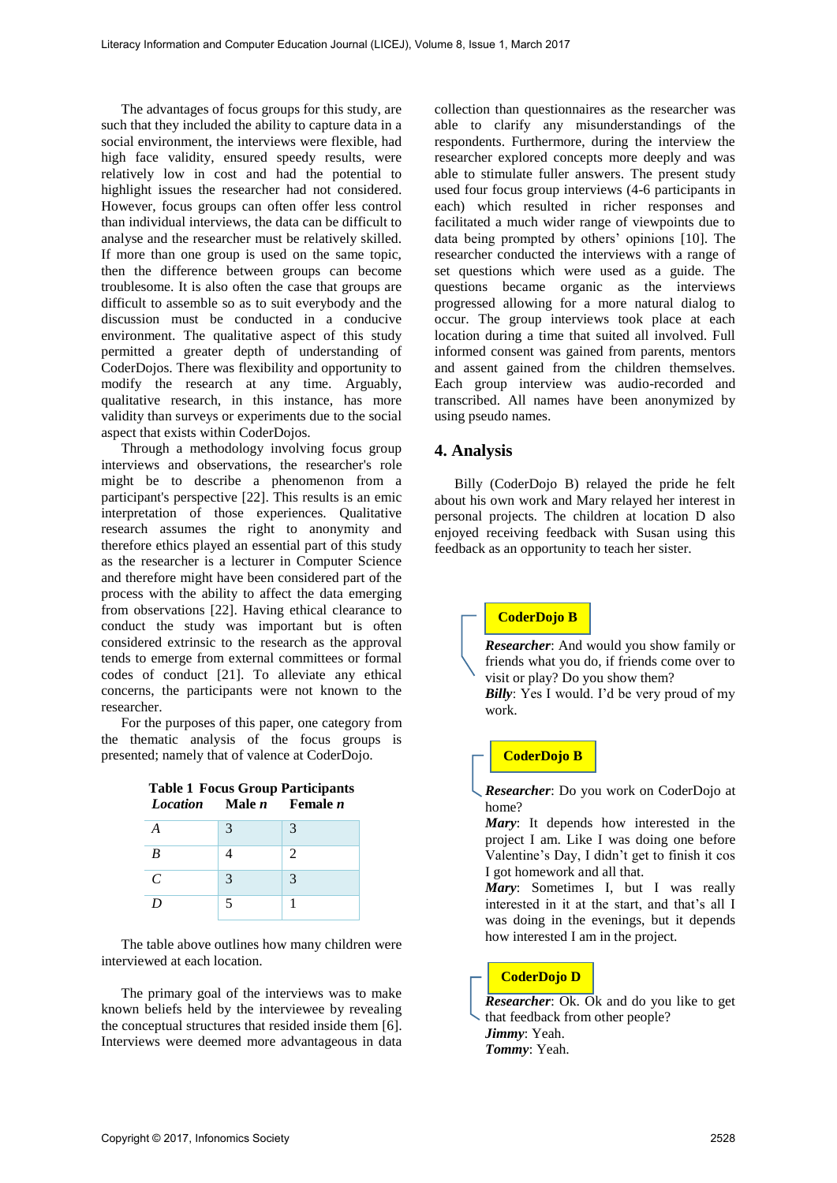The advantages of focus groups for this study, are such that they included the ability to capture data in a social environment, the interviews were flexible, had high face validity, ensured speedy results, were relatively low in cost and had the potential to highlight issues the researcher had not considered. However, focus groups can often offer less control than individual interviews, the data can be difficult to analyse and the researcher must be relatively skilled. If more than one group is used on the same topic, then the difference between groups can become troublesome. It is also often the case that groups are difficult to assemble so as to suit everybody and the discussion must be conducted in a conducive environment. The qualitative aspect of this study permitted a greater depth of understanding of CoderDojos. There was flexibility and opportunity to modify the research at any time. Arguably, qualitative research, in this instance, has more validity than surveys or experiments due to the social aspect that exists within CoderDojos.

Through a methodology involving focus group interviews and observations, the researcher's role might be to describe a phenomenon from a participant's perspective [22]. This results is an emic interpretation of those experiences. Qualitative research assumes the right to anonymity and therefore ethics played an essential part of this study as the researcher is a lecturer in Computer Science and therefore might have been considered part of the process with the ability to affect the data emerging from observations [22]. Having ethical clearance to conduct the study was important but is often considered extrinsic to the research as the approval tends to emerge from external committees or formal codes of conduct [21]. To alleviate any ethical concerns, the participants were not known to the researcher.

For the purposes of this paper, one category from the thematic analysis of the focus groups is presented; namely that of valence at CoderDojo.

**Table 1 Focus Group Participants**

| *Location* | **Male *n*** | **Female *n*** |
|---|---|---|
| *A* | 3 | 3 |
| *B* | 4 | 2 |
| *C* | 3 | 3 |
| *D* | 5 | 1 |

The table above outlines how many children were interviewed at each location.

The primary goal of the interviews was to make known beliefs held by the interviewee by revealing the conceptual structures that resided inside them [6]. Interviews were deemed more advantageous in data collection than questionnaires as the researcher was able to clarify any misunderstandings of the respondents. Furthermore, during the interview the researcher explored concepts more deeply and was able to stimulate fuller answers. The present study used four focus group interviews (4-6 participants in each) which resulted in richer responses and facilitated a much wider range of viewpoints due to data being prompted by others' opinions [10]. The researcher conducted the interviews with a range of set questions which were used as a guide. The questions became organic as the interviews progressed allowing for a more natural dialog to occur. The group interviews took place at each location during a time that suited all involved. Full informed consent was gained from parents, mentors and assent gained from the children themselves. Each group interview was audio-recorded and transcribed. All names have been anonymized by using pseudo names.

## 4. Analysis

Billy (CoderDojo B) relayed the pride he felt about his own work and Mary relayed her interest in personal projects. The children at location D also enjoyed receiving feedback with Susan using this feedback as an opportunity to teach her sister.

**CoderDojo B**

***Researcher***: And would you show family or friends what you do, if friends come over to visit or play? Do you show them?
***Billy***: Yes I would. I'd be very proud of my work.

**CoderDojo B**

***Researcher***: Do you work on CoderDojo at home?
***Mary***: It depends how interested in the project I am. Like I was doing one before Valentine's Day, I didn't get to finish it cos I got homework and all that.
***Mary***: Sometimes I, but I was really interested in it at the start, and that's all I was doing in the evenings, but it depends how interested I am in the project.

**CoderDojo D**

***Researcher***: Ok. Ok and do you like to get that feedback from other people?
***Jimmy***: Yeah.
***Tommy***: Yeah.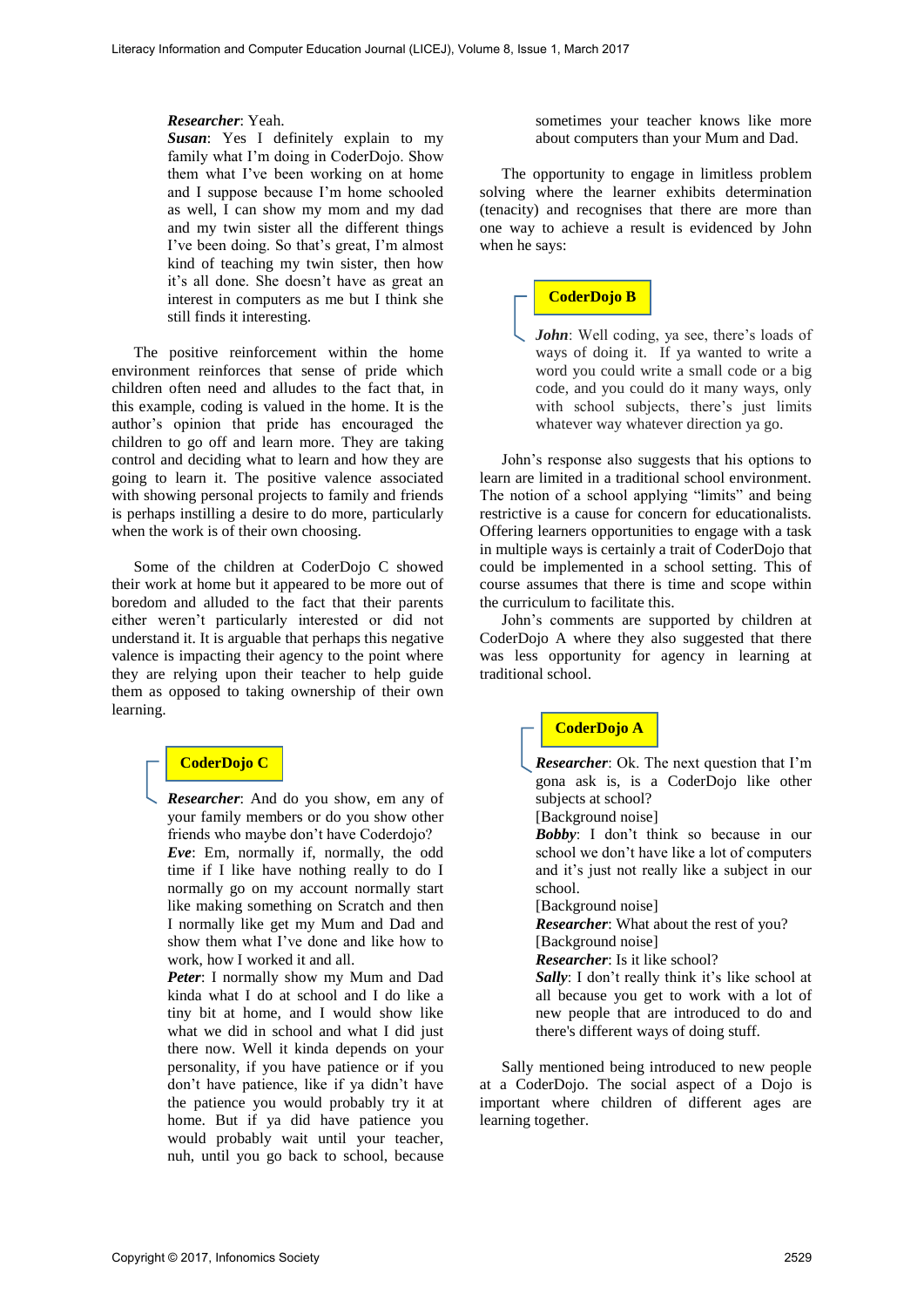***Researcher***: Yeah.
***Susan***: Yes I definitely explain to my family what I'm doing in CoderDojo. Show them what I've been working on at home and I suppose because I'm home schooled as well, I can show my mom and my dad and my twin sister all the different things I've been doing. So that's great, I'm almost kind of teaching my twin sister, then how it's all done. She doesn't have as great an interest in computers as me but I think she still finds it interesting.

The positive reinforcement within the home environment reinforces that sense of pride which children often need and alludes to the fact that, in this example, coding is valued in the home. It is the author's opinion that pride has encouraged the children to go off and learn more. They are taking control and deciding what to learn and how they are going to learn it. The positive valence associated with showing personal projects to family and friends is perhaps instilling a desire to do more, particularly when the work is of their own choosing.

Some of the children at CoderDojo C showed their work at home but it appeared to be more out of boredom and alluded to the fact that their parents either weren't particularly interested or did not understand it. It is arguable that perhaps this negative valence is impacting their agency to the point where they are relying upon their teacher to help guide them as opposed to taking ownership of their own learning.

**CoderDojo C**

***Researcher***: And do you show, em any of your family members or do you show other friends who maybe don't have Coderdojo?
***Eve***: Em, normally if, normally, the odd time if I like have nothing really to do I normally go on my account normally start like making something on Scratch and then I normally like get my Mum and Dad and show them what I've done and like how to work, how I worked it and all.
***Peter***: I normally show my Mum and Dad kinda what I do at school and I do like a tiny bit at home, and I would show like what we did in school and what I did just there now. Well it kinda depends on your personality, if you have patience or if you don't have patience, like if ya didn't have the patience you would probably try it at home. But if ya did have patience you would probably wait until your teacher, nuh, until you go back to school, because sometimes your teacher knows like more about computers than your Mum and Dad.

The opportunity to engage in limitless problem solving where the learner exhibits determination (tenacity) and recognises that there are more than one way to achieve a result is evidenced by John when he says:

**CoderDojo B**

***John***: Well coding, ya see, there's loads of ways of doing it. If ya wanted to write a word you could write a small code or a big code, and you could do it many ways, only with school subjects, there's just limits whatever way whatever direction ya go.

John's response also suggests that his options to learn are limited in a traditional school environment. The notion of a school applying "limits" and being restrictive is a cause for concern for educationalists. Offering learners opportunities to engage with a task in multiple ways is certainly a trait of CoderDojo that could be implemented in a school setting. This of course assumes that there is time and scope within the curriculum to facilitate this.

John's comments are supported by children at CoderDojo A where they also suggested that there was less opportunity for agency in learning at traditional school.

**CoderDojo A**

***Researcher***: Ok. The next question that I'm gona ask is, is a CoderDojo like other subjects at school?
[Background noise]
***Bobby***: I don't think so because in our school we don't have like a lot of computers and it's just not really like a subject in our school.
[Background noise]
***Researcher***: What about the rest of you?
[Background noise]
***Researcher***: Is it like school?
***Sally***: I don't really think it's like school at all because you get to work with a lot of new people that are introduced to do and there's different ways of doing stuff.

Sally mentioned being introduced to new people at a CoderDojo. The social aspect of a Dojo is important where children of different ages are learning together.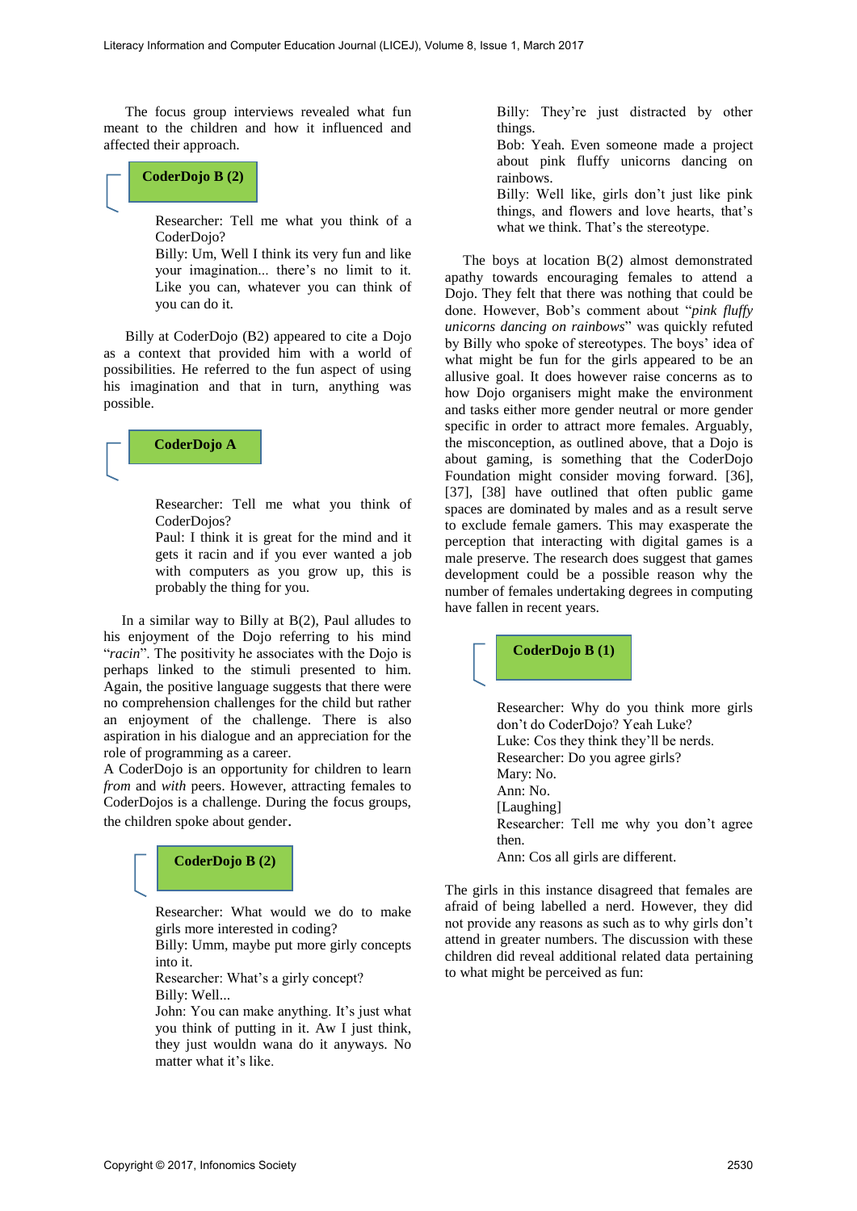The focus group interviews revealed what fun meant to the children and how it influenced and affected their approach.

**CoderDojo B (2)**

> Researcher: Tell me what you think of a CoderDojo?
> Billy: Um, Well I think its very fun and like your imagination... there's no limit to it. Like you can, whatever you can think of you can do it.

Billy at CoderDojo (B2) appeared to cite a Dojo as a context that provided him with a world of possibilities. He referred to the fun aspect of using his imagination and that in turn, anything was possible.

**CoderDojo A**

> Researcher: Tell me what you think of CoderDojos?
> Paul: I think it is great for the mind and it gets it racin and if you ever wanted a job with computers as you grow up, this is probably the thing for you.

In a similar way to Billy at B(2), Paul alludes to his enjoyment of the Dojo referring to his mind "*racin*". The positivity he associates with the Dojo is perhaps linked to the stimuli presented to him. Again, the positive language suggests that there were no comprehension challenges for the child but rather an enjoyment of the challenge. There is also aspiration in his dialogue and an appreciation for the role of programming as a career.
A CoderDojo is an opportunity for children to learn *from* and *with* peers. However, attracting females to CoderDojos is a challenge. During the focus groups, the children spoke about gender.

**CoderDojo B (2)**

> Researcher: What would we do to make girls more interested in coding?
> Billy: Umm, maybe put more girly concepts into it.
> Researcher: What's a girly concept?
> Billy: Well...
> John: You can make anything. It's just what you think of putting in it. Aw I just think, they just wouldn wana do it anyways. No matter what it's like.
> Billy: They're just distracted by other things.
> Bob: Yeah. Even someone made a project about pink fluffy unicorns dancing on rainbows.
> Billy: Well like, girls don't just like pink things, and flowers and love hearts, that's what we think. That's the stereotype.

The boys at location B(2) almost demonstrated apathy towards encouraging females to attend a Dojo. They felt that there was nothing that could be done. However, Bob's comment about "*pink fluffy unicorns dancing on rainbows*" was quickly refuted by Billy who spoke of stereotypes. The boys' idea of what might be fun for the girls appeared to be an allusive goal. It does however raise concerns as to how Dojo organisers might make the environment and tasks either more gender neutral or more gender specific in order to attract more females. Arguably, the misconception, as outlined above, that a Dojo is about gaming, is something that the CoderDojo Foundation might consider moving forward. [36], [37], [38] have outlined that often public game spaces are dominated by males and as a result serve to exclude female gamers. This may exasperate the perception that interacting with digital games is a male preserve. The research does suggest that games development could be a possible reason why the number of females undertaking degrees in computing have fallen in recent years.

**CoderDojo B (1)**

> Researcher: Why do you think more girls don't do CoderDojo? Yeah Luke?
> Luke: Cos they think they'll be nerds.
> Researcher: Do you agree girls?
> Mary: No.
> Ann: No.
> [Laughing]
> Researcher: Tell me why you don't agree then.
> Ann: Cos all girls are different.

The girls in this instance disagreed that females are afraid of being labelled a nerd. However, they did not provide any reasons as such as to why girls don't attend in greater numbers. The discussion with these children did reveal additional related data pertaining to what might be perceived as fun: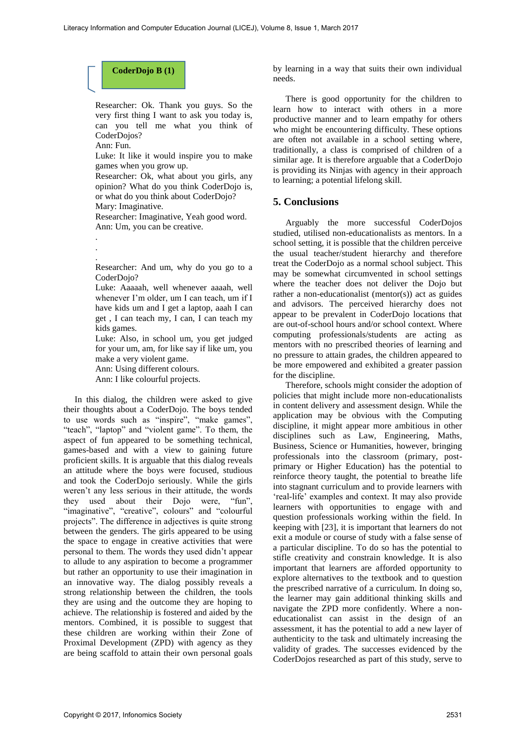**CoderDojo B (1)**

Researcher: Ok. Thank you guys. So the very first thing I want to ask you today is, can you tell me what you think of CoderDojos?
Ann: Fun.
Luke: It like it would inspire you to make games when you grow up.
Researcher: Ok, what about you girls, any opinion? What do you think CoderDojo is, or what do you think about CoderDojo?
Mary: Imaginative.
Researcher: Imaginative, Yeah good word.
Ann: Um, you can be creative.

.
.
.

Researcher: And um, why do you go to a CoderDojo?
Luke: Aaaaah, well whenever aaaah, well whenever I'm older, um I can teach, um if I have kids um and I get a laptop, aaah I can get , I can teach my, I can, I can teach my kids games.
Luke: Also, in school um, you get judged for your um, am, for like say if like um, you make a very violent game.
Ann: Using different colours.
Ann: I like colourful projects.

In this dialog, the children were asked to give their thoughts about a CoderDojo. The boys tended to use words such as "inspire", "make games", "teach", "laptop" and "violent game". To them, the aspect of fun appeared to be something technical, games-based and with a view to gaining future proficient skills. It is arguable that this dialog reveals an attitude where the boys were focused, studious and took the CoderDojo seriously. While the girls weren't any less serious in their attitude, the words they used about their Dojo were, "fun", "imaginative", "creative", colours" and "colourful projects". The difference in adjectives is quite strong between the genders. The girls appeared to be using the space to engage in creative activities that were personal to them. The words they used didn't appear to allude to any aspiration to become a programmer but rather an opportunity to use their imagination in an innovative way. The dialog possibly reveals a strong relationship between the children, the tools they are using and the outcome they are hoping to achieve. The relationship is fostered and aided by the mentors. Combined, it is possible to suggest that these children are working within their Zone of Proximal Development (ZPD) with agency as they are being scaffold to attain their own personal goals by learning in a way that suits their own individual needs.

There is good opportunity for the children to learn how to interact with others in a more productive manner and to learn empathy for others who might be encountering difficulty. These options are often not available in a school setting where, traditionally, a class is comprised of children of a similar age. It is therefore arguable that a CoderDojo is providing its Ninjas with agency in their approach to learning; a potential lifelong skill.

## 5. Conclusions

Arguably the more successful CoderDojos studied, utilised non-educationalists as mentors. In a school setting, it is possible that the children perceive the usual teacher/student hierarchy and therefore treat the CoderDojo as a normal school subject. This may be somewhat circumvented in school settings where the teacher does not deliver the Dojo but rather a non-educationalist (mentor(s)) act as guides and advisors. The perceived hierarchy does not appear to be prevalent in CoderDojo locations that are out-of-school hours and/or school context. Where computing professionals/students are acting as mentors with no prescribed theories of learning and no pressure to attain grades, the children appeared to be more empowered and exhibited a greater passion for the discipline.

Therefore, schools might consider the adoption of policies that might include more non-educationalists in content delivery and assessment design. While the application may be obvious with the Computing discipline, it might appear more ambitious in other disciplines such as Law, Engineering, Maths, Business, Science or Humanities, however, bringing professionals into the classroom (primary, post-primary or Higher Education) has the potential to reinforce theory taught, the potential to breathe life into stagnant curriculum and to provide learners with 'real-life' examples and context. It may also provide learners with opportunities to engage with and question professionals working within the field. In keeping with [23], it is important that learners do not exit a module or course of study with a false sense of a particular discipline. To do so has the potential to stifle creativity and constrain knowledge. It is also important that learners are afforded opportunity to explore alternatives to the textbook and to question the prescribed narrative of a curriculum. In doing so, the learner may gain additional thinking skills and navigate the ZPD more confidently. Where a non-educationalist can assist in the design of an assessment, it has the potential to add a new layer of authenticity to the task and ultimately increasing the validity of grades. The successes evidenced by the CoderDojos researched as part of this study, serve to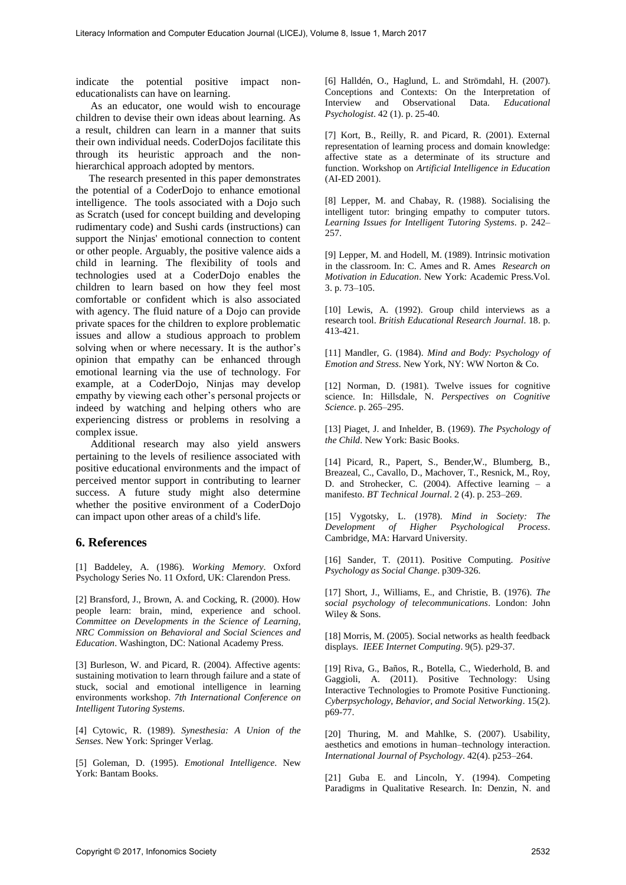indicate the potential positive impact non-educationalists can have on learning.

As an educator, one would wish to encourage children to devise their own ideas about learning. As a result, children can learn in a manner that suits their own individual needs. CoderDojos facilitate this through its heuristic approach and the non-hierarchical approach adopted by mentors.

The research presented in this paper demonstrates the potential of a CoderDojo to enhance emotional intelligence. The tools associated with a Dojo such as Scratch (used for concept building and developing rudimentary code) and Sushi cards (instructions) can support the Ninjas' emotional connection to content or other people. Arguably, the positive valence aids a child in learning. The flexibility of tools and technologies used at a CoderDojo enables the children to learn based on how they feel most comfortable or confident which is also associated with agency. The fluid nature of a Dojo can provide private spaces for the children to explore problematic issues and allow a studious approach to problem solving when or where necessary. It is the author's opinion that empathy can be enhanced through emotional learning via the use of technology. For example, at a CoderDojo, Ninjas may develop empathy by viewing each other's personal projects or indeed by watching and helping others who are experiencing distress or problems in resolving a complex issue.

Additional research may also yield answers pertaining to the levels of resilience associated with positive educational environments and the impact of perceived mentor support in contributing to learner success. A future study might also determine whether the positive environment of a CoderDojo can impact upon other areas of a child's life.

## 6. References

[1] Baddeley, A. (1986). *Working Memory*. Oxford Psychology Series No. 11 Oxford, UK: Clarendon Press.

[2] Bransford, J., Brown, A. and Cocking, R. (2000). How people learn: brain, mind, experience and school. *Committee on Developments in the Science of Learning, NRC Commission on Behavioral and Social Sciences and Education*. Washington, DC: National Academy Press.

[3] Burleson, W. and Picard, R. (2004). Affective agents: sustaining motivation to learn through failure and a state of stuck, social and emotional intelligence in learning environments workshop. *7th International Conference on Intelligent Tutoring Systems*.

[4] Cytowic, R. (1989). *Synesthesia: A Union of the Senses*. New York: Springer Verlag.

[5] Goleman, D. (1995). *Emotional Intelligence*. New York: Bantam Books.

[6] Halldén, O., Haglund, L. and Strömdahl, H. (2007). Conceptions and Contexts: On the Interpretation of Interview and Observational Data. *Educational Psychologist*. 42 (1). p. 25-40.

[7] Kort, B., Reilly, R. and Picard, R. (2001). External representation of learning process and domain knowledge: affective state as a determinate of its structure and function. Workshop on *Artificial Intelligence in Education* (AI-ED 2001).

[8] Lepper, M. and Chabay, R. (1988). Socialising the intelligent tutor: bringing empathy to computer tutors. *Learning Issues for Intelligent Tutoring Systems*. p. 242–257.

[9] Lepper, M. and Hodell, M. (1989). Intrinsic motivation in the classroom. In: C. Ames and R. Ames *Research on Motivation in Education*. New York: Academic Press.Vol. 3. p. 73–105.

[10] Lewis, A. (1992). Group child interviews as a research tool. *British Educational Research Journal*. 18. p. 413-421.

[11] Mandler, G. (1984). *Mind and Body: Psychology of Emotion and Stress*. New York, NY: WW Norton & Co.

[12] Norman, D. (1981). Twelve issues for cognitive science. In: Hillsdale, N. *Perspectives on Cognitive Science*. p. 265–295.

[13] Piaget, J. and Inhelder, B. (1969). *The Psychology of the Child*. New York: Basic Books.

[14] Picard, R., Papert, S., Bender,W., Blumberg, B., Breazeal, C., Cavallo, D., Machover, T., Resnick, M., Roy, D. and Strohecker, C. (2004). Affective learning – a manifesto. *BT Technical Journal*. 2 (4). p. 253–269.

[15] Vygotsky, L. (1978). *Mind in Society: The Development of Higher Psychological Process*. Cambridge, MA: Harvard University.

[16] Sander, T. (2011). Positive Computing. *Positive Psychology as Social Change*. p309-326.

[17] Short, J., Williams, E., and Christie, B. (1976). *The social psychology of telecommunications*. London: John Wiley & Sons.

[18] Morris, M. (2005). Social networks as health feedback displays. *IEEE Internet Computing*. 9(5). p29-37.

[19] Riva, G., Baños, R., Botella, C., Wiederhold, B. and Gaggioli, A. (2011). Positive Technology: Using Interactive Technologies to Promote Positive Functioning. *Cyberpsychology, Behavior, and Social Networking*. 15(2). p69-77.

[20] Thuring, M. and Mahlke, S. (2007). Usability, aesthetics and emotions in human–technology interaction. *International Journal of Psychology*. 42(4). p253–264.

[21] Guba E. and Lincoln, Y. (1994). Competing Paradigms in Qualitative Research. In: Denzin, N. and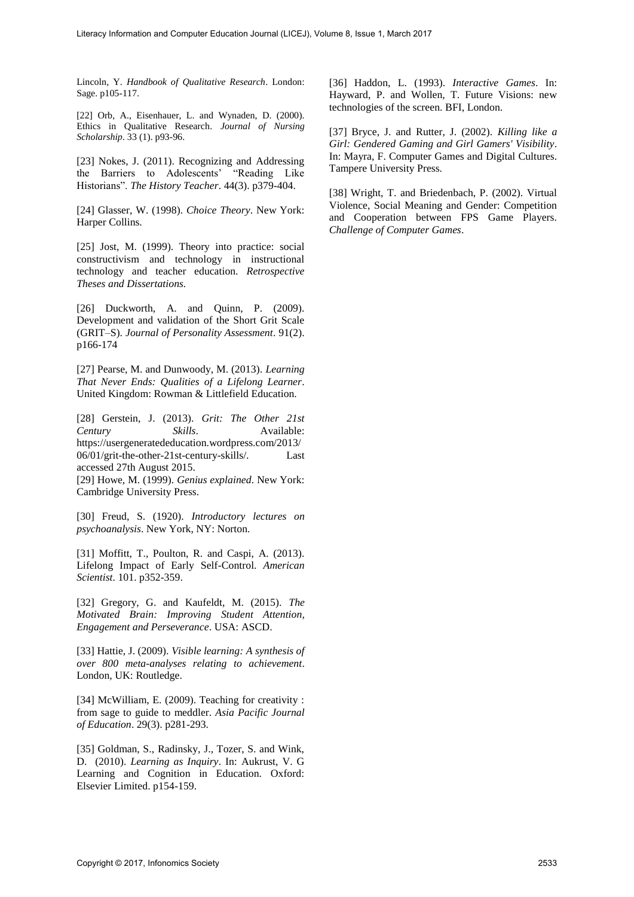Lincoln, Y. *Handbook of Qualitative Research*. London: Sage. p105-117.

[22] Orb, A., Eisenhauer, L. and Wynaden, D. (2000). Ethics in Qualitative Research. *Journal of Nursing Scholarship*. 33 (1). p93-96.

[23] Nokes, J. (2011). Recognizing and Addressing the Barriers to Adolescents' "Reading Like Historians". *The History Teacher*. 44(3). p379-404.

[24] Glasser, W. (1998). *Choice Theory*. New York: Harper Collins.

[25] Jost, M. (1999). Theory into practice: social constructivism and technology in instructional technology and teacher education. *Retrospective Theses and Dissertations.*

[26] Duckworth, A. and Quinn, P. (2009). Development and validation of the Short Grit Scale (GRIT–S). *Journal of Personality Assessment*. 91(2). p166-174

[27] Pearse, M. and Dunwoody, M. (2013). *Learning That Never Ends: Qualities of a Lifelong Learner*. United Kingdom: Rowman & Littlefield Education.

[28] Gerstein, J. (2013). *Grit: The Other 21st Century Skills*. Available: https://usergeneratededucation.wordpress.com/2013/06/01/grit-the-other-21st-century-skills/. Last accessed 27th August 2015.

[29] Howe, M. (1999). *Genius explained*. New York: Cambridge University Press.

[30] Freud, S. (1920). *Introductory lectures on psychoanalysis*. New York, NY: Norton.

[31] Moffitt, T., Poulton, R. and Caspi, A. (2013). Lifelong Impact of Early Self-Control. *American Scientist*. 101. p352-359.

[32] Gregory, G. and Kaufeldt, M. (2015). *The Motivated Brain: Improving Student Attention, Engagement and Perseverance*. USA: ASCD.

[33] Hattie, J. (2009). *Visible learning: A synthesis of over 800 meta-analyses relating to achievement*. London, UK: Routledge.

[34] McWilliam, E. (2009). Teaching for creativity : from sage to guide to meddler. *Asia Pacific Journal of Education*. 29(3). p281-293.

[35] Goldman, S., Radinsky, J., Tozer, S. and Wink, D. (2010). *Learning as Inquiry*. In: Aukrust, V. G Learning and Cognition in Education. Oxford: Elsevier Limited. p154-159.

[36] Haddon, L. (1993). *Interactive Games*. In: Hayward, P. and Wollen, T. Future Visions: new technologies of the screen. BFI, London.

[37] Bryce, J. and Rutter, J. (2002). *Killing like a Girl: Gendered Gaming and Girl Gamers' Visibility*. In: Mayra, F. Computer Games and Digital Cultures. Tampere University Press.

[38] Wright, T. and Briedenbach, P. (2002). Virtual Violence, Social Meaning and Gender: Competition and Cooperation between FPS Game Players. *Challenge of Computer Games*.